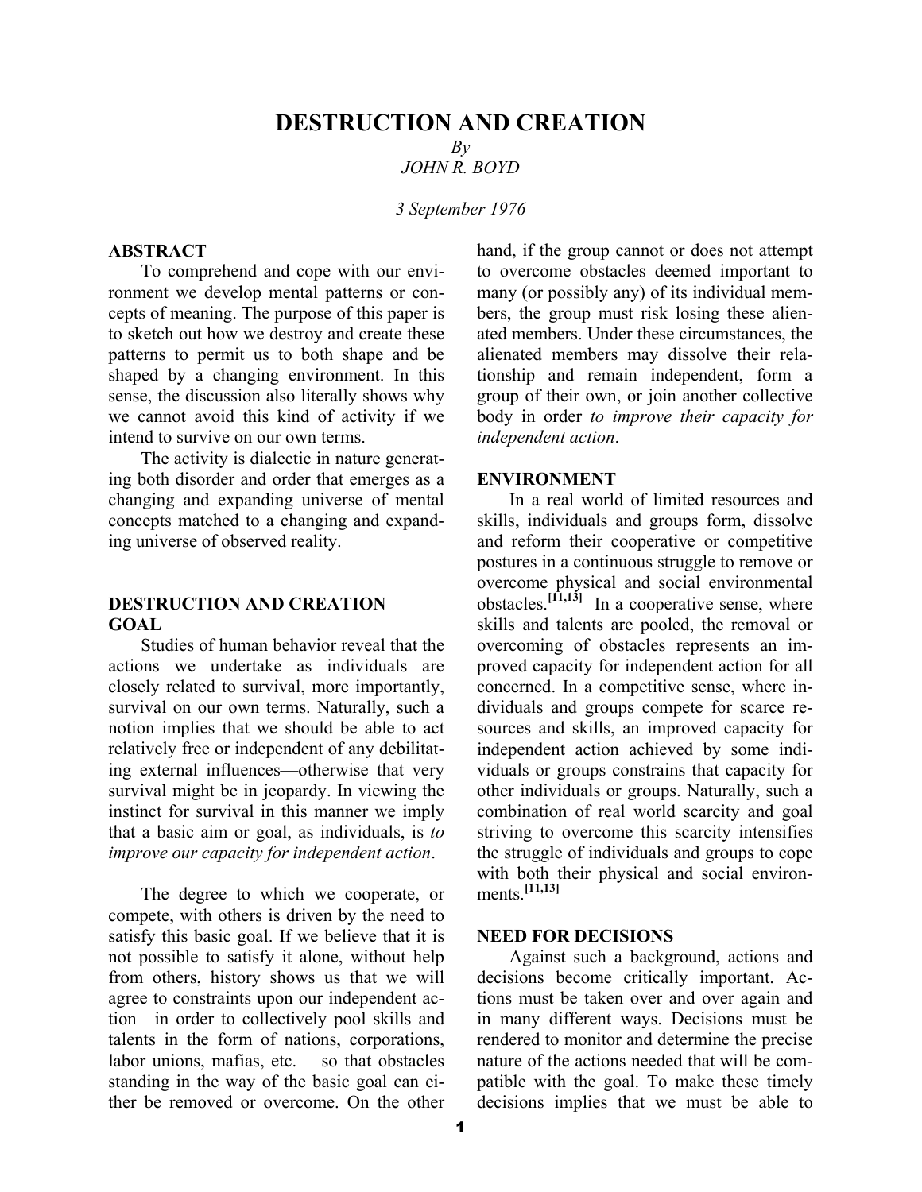# DESTRUCTION AND CREATION

*By*

*JOHN R. BOYD*

*3 September 1976*

## ABSTRACT

To comprehend and cope with our environment we develop mental patterns or concepts of meaning. The purpose of this paper is to sketch out how we destroy and create these patterns to permit us to both shape and be shaped by a changing environment. In this sense, the discussion also literally shows why we cannot avoid this kind of activity if we intend to survive on our own terms.

The activity is dialectic in nature generating both disorder and order that emerges as a changing and expanding universe of mental concepts matched to a changing and expanding universe of observed reality.

## DESTRUCTION AND CREATION

### GOAL

Studies of human behavior reveal that the actions we undertake as individuals are closely related to survival, more importantly, survival on our own terms. Naturally, such a notion implies that we should be able to act relatively free or independent of any debilitating external influences—otherwise that very survival might be in jeopardy. In viewing the instinct for survival in this manner we imply that a basic aim or goal, as individuals, is *to improve our capacity for independent action*.

The degree to which we cooperate, or compete, with others is driven by the need to satisfy this basic goal. If we believe that it is not possible to satisfy it alone, without help from others, history shows us that we will agree to constraints upon our independent action—in order to collectively pool skills and talents in the form of nations, corporations, labor unions, mafias, etc. —so that obstacles standing in the way of the basic goal can either be removed or overcome. On the other hand, if the group cannot or does not attempt to overcome obstacles deemed important to many (or possibly any) of its individual members, the group must risk losing these alienated members. Under these circumstances, the alienated members may dissolve their relationship and remain independent, form a group of their own, or join another collective body in order *to improve their capacity for independent action*.

### ENVIRONMENT

In a real world of limited resources and skills, individuals and groups form, dissolve and reform their cooperative or competitive postures in a continuous struggle to remove or overcome physical and social environmental obstacles.[11,13] In a cooperative sense, where skills and talents are pooled, the removal or overcoming of obstacles represents an improved capacity for independent action for all concerned. In a competitive sense, where individuals and groups compete for scarce resources and skills, an improved capacity for independent action achieved by some individuals or groups constrains that capacity for other individuals or groups. Naturally, such a combination of real world scarcity and goal striving to overcome this scarcity intensifies the struggle of individuals and groups to cope with both their physical and social environments.[11,13]

### NEED FOR DECISIONS

Against such a background, actions and decisions become critically important. Actions must be taken over and over again and in many different ways. Decisions must be rendered to monitor and determine the precise nature of the actions needed that will be compatible with the goal. To make these timely decisions implies that we must be able to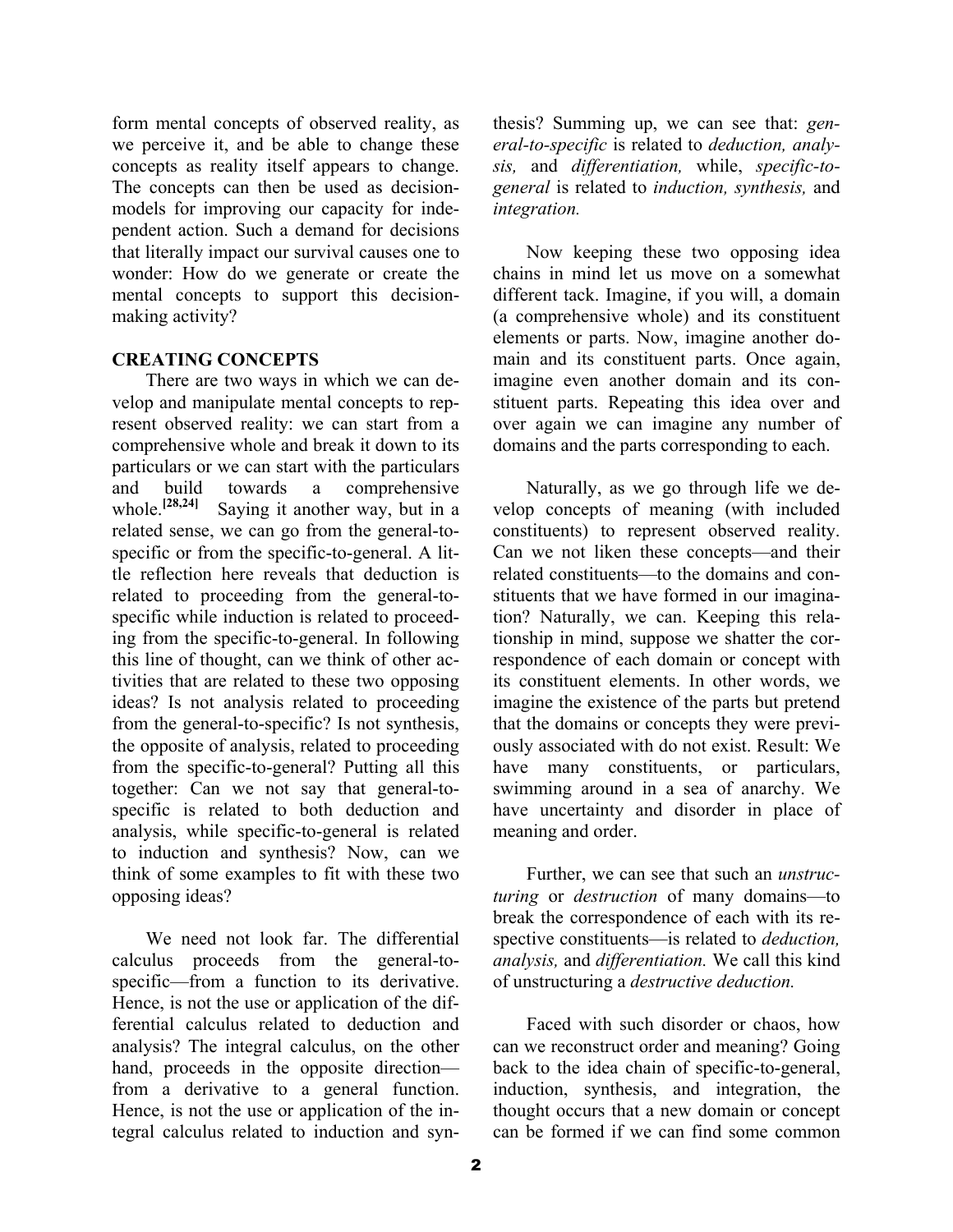form mental concepts of observed reality, as we perceive it, and be able to change these concepts as reality itself appears to change. The concepts can then be used as decision-models for improving our capacity for independent action. Such a demand for decisions that literally impact our survival causes one to wonder: How do we generate or create the mental concepts to support this decision-making activity?

## CREATING CONCEPTS

There are two ways in which we can develop and manipulate mental concepts to represent observed reality: we can start from a comprehensive whole and break it down to its particulars or we can start with the particulars and build towards a comprehensive whole.[28,24] Saying it another way, but in a related sense, we can go from the general-to-specific or from the specific-to-general. A little reflection here reveals that deduction is related to proceeding from the general-to-specific while induction is related to proceeding from the specific-to-general. In following this line of thought, can we think of other activities that are related to these two opposing ideas? Is not analysis related to proceeding from the general-to-specific? Is not synthesis, the opposite of analysis, related to proceeding from the specific-to-general? Putting all this together: Can we not say that general-to-specific is related to both deduction and analysis, while specific-to-general is related to induction and synthesis? Now, can we think of some examples to fit with these two opposing ideas?

We need not look far. The differential calculus proceeds from the general-to-specific—from a function to its derivative. Hence, is not the use or application of the differential calculus related to deduction and analysis? The integral calculus, on the other hand, proceeds in the opposite direction—from a derivative to a general function. Hence, is not the use or application of the integral calculus related to induction and synthesis? Summing up, we can see that: *general-to-specific* is related to *deduction, analysis,* and *differentiation,* while, *specific-to-general* is related to *induction, synthesis,* and *integration.*

Now keeping these two opposing idea chains in mind let us move on a somewhat different tack. Imagine, if you will, a domain (a comprehensive whole) and its constituent elements or parts. Now, imagine another domain and its constituent parts. Once again, imagine even another domain and its constituent parts. Repeating this idea over and over again we can imagine any number of domains and the parts corresponding to each.

Naturally, as we go through life we develop concepts of meaning (with included constituents) to represent observed reality. Can we not liken these concepts—and their related constituents—to the domains and constituents that we have formed in our imagination? Naturally, we can. Keeping this relationship in mind, suppose we shatter the correspondence of each domain or concept with its constituent elements. In other words, we imagine the existence of the parts but pretend that the domains or concepts they were previously associated with do not exist. Result: We have many constituents, or particulars, swimming around in a sea of anarchy. We have uncertainty and disorder in place of meaning and order.

Further, we can see that such an *unstructuring* or *destruction* of many domains—to break the correspondence of each with its respective constituents—is related to *deduction, analysis,* and *differentiation.* We call this kind of unstructuring a *destructive deduction.*

Faced with such disorder or chaos, how can we reconstruct order and meaning? Going back to the idea chain of specific-to-general, induction, synthesis, and integration, the thought occurs that a new domain or concept can be formed if we can find some common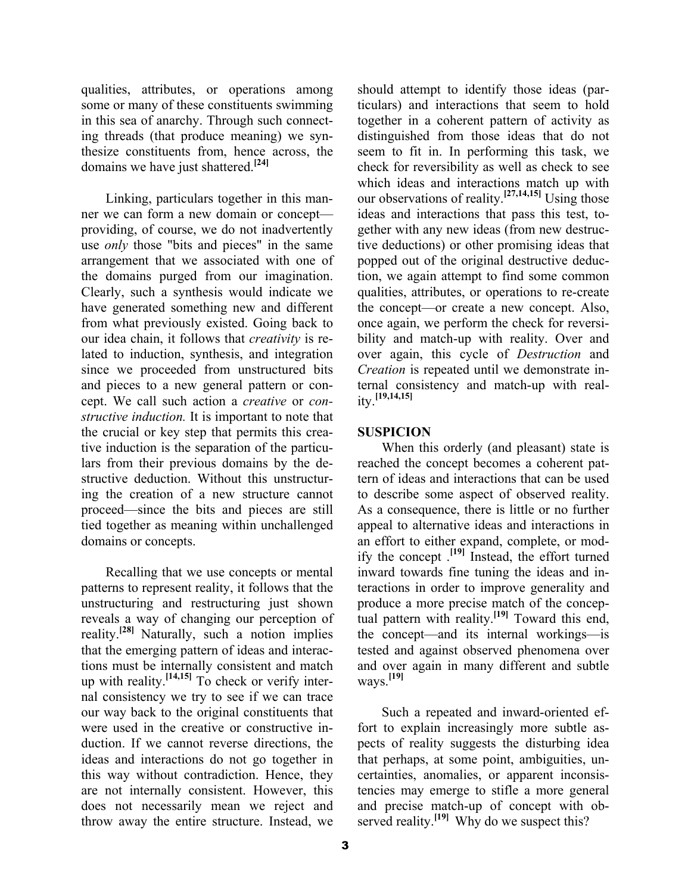qualities, attributes, or operations among some or many of these constituents swimming in this sea of anarchy. Through such connecting threads (that produce meaning) we synthesize constituents from, hence across, the domains we have just shattered.[24]

Linking, particulars together in this manner we can form a new domain or concept—providing, of course, we do not inadvertently use *only* those "bits and pieces" in the same arrangement that we associated with one of the domains purged from our imagination. Clearly, such a synthesis would indicate we have generated something new and different from what previously existed. Going back to our idea chain, it follows that *creativity* is related to induction, synthesis, and integration since we proceeded from unstructured bits and pieces to a new general pattern or concept. We call such action a *creative* or *constructive induction.* It is important to note that the crucial or key step that permits this creative induction is the separation of the particulars from their previous domains by the destructive deduction. Without this unstructuring the creation of a new structure cannot proceed—since the bits and pieces are still tied together as meaning within unchallenged domains or concepts.

Recalling that we use concepts or mental patterns to represent reality, it follows that the unstructuring and restructuring just shown reveals a way of changing our perception of reality.[28] Naturally, such a notion implies that the emerging pattern of ideas and interactions must be internally consistent and match up with reality.[14,15] To check or verify internal consistency we try to see if we can trace our way back to the original constituents that were used in the creative or constructive induction. If we cannot reverse directions, the ideas and interactions do not go together in this way without contradiction. Hence, they are not internally consistent. However, this does not necessarily mean we reject and throw away the entire structure. Instead, we should attempt to identify those ideas (particulars) and interactions that seem to hold together in a coherent pattern of activity as distinguished from those ideas that do not seem to fit in. In performing this task, we check for reversibility as well as check to see which ideas and interactions match up with our observations of reality.[27,14,15] Using those ideas and interactions that pass this test, together with any new ideas (from new destructive deductions) or other promising ideas that popped out of the original destructive deduction, we again attempt to find some common qualities, attributes, or operations to re-create the concept—or create a new concept. Also, once again, we perform the check for reversibility and match-up with reality. Over and over again, this cycle of *Destruction* and *Creation* is repeated until we demonstrate internal consistency and match-up with reality.[19,14,15]

## SUSPICION

When this orderly (and pleasant) state is reached the concept becomes a coherent pattern of ideas and interactions that can be used to describe some aspect of observed reality. As a consequence, there is little or no further appeal to alternative ideas and interactions in an effort to either expand, complete, or modify the concept .[19] Instead, the effort turned inward towards fine tuning the ideas and interactions in order to improve generality and produce a more precise match of the conceptual pattern with reality.[19] Toward this end, the concept—and its internal workings—is tested and against observed phenomena over and over again in many different and subtle ways.[19]

Such a repeated and inward-oriented effort to explain increasingly more subtle aspects of reality suggests the disturbing idea that perhaps, at some point, ambiguities, uncertainties, anomalies, or apparent inconsistencies may emerge to stifle a more general and precise match-up of concept with observed reality.[19] Why do we suspect this?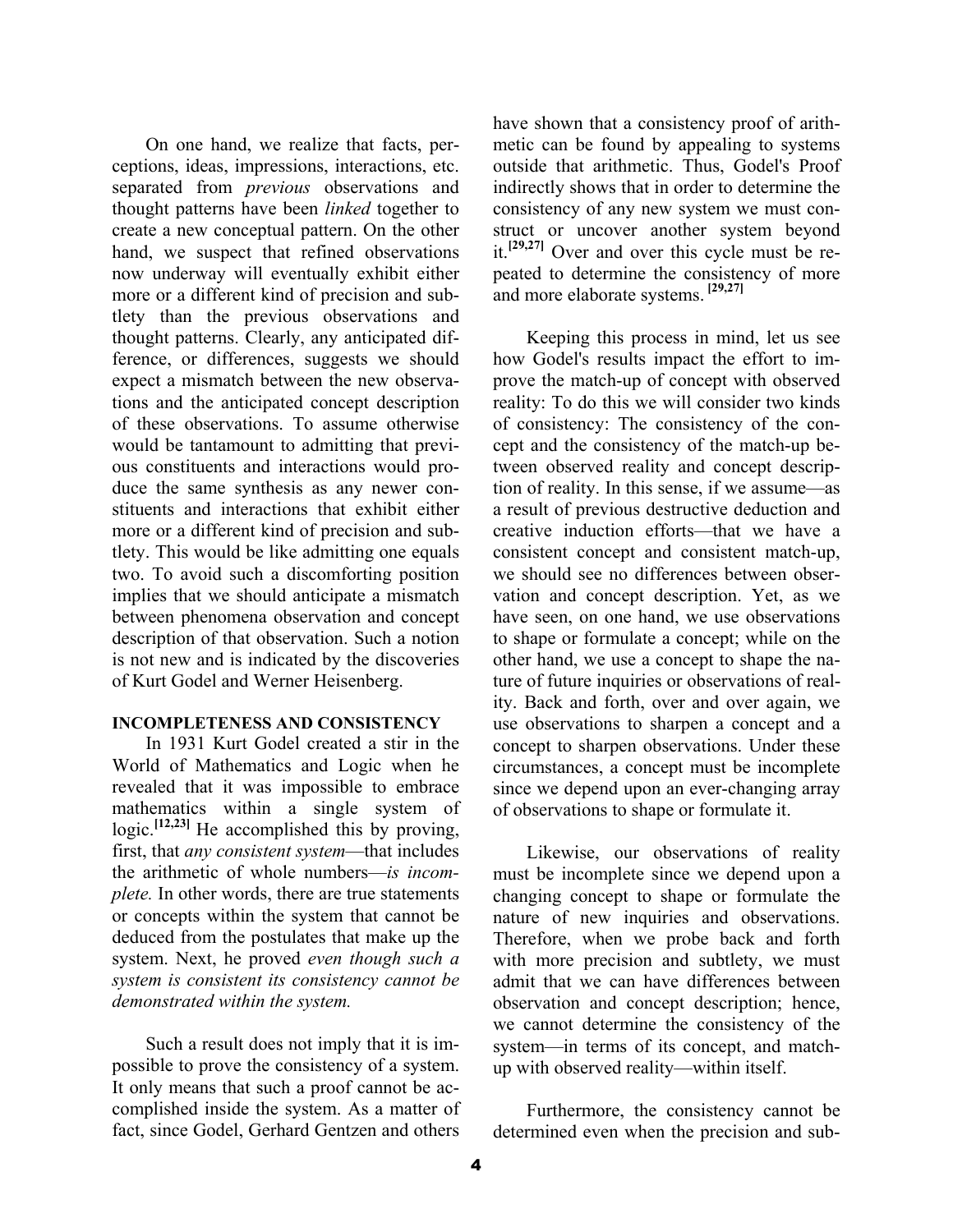On one hand, we realize that facts, perceptions, ideas, impressions, interactions, etc. separated from *previous* observations and thought patterns have been *linked* together to create a new conceptual pattern. On the other hand, we suspect that refined observations now underway will eventually exhibit either more or a different kind of precision and subtlety than the previous observations and thought patterns. Clearly, any anticipated difference, or differences, suggests we should expect a mismatch between the new observations and the anticipated concept description of these observations. To assume otherwise would be tantamount to admitting that previous constituents and interactions would produce the same synthesis as any newer constituents and interactions that exhibit either more or a different kind of precision and subtlety. This would be like admitting one equals two. To avoid such a discomforting position implies that we should anticipate a mismatch between phenomena observation and concept description of that observation. Such a notion is not new and is indicated by the discoveries of Kurt Godel and Werner Heisenberg.

**INCOMPLETENESS AND CONSISTENCY**

In 1931 Kurt Godel created a stir in the World of Mathematics and Logic when he revealed that it was impossible to embrace mathematics within a single system of logic.[12,23] He accomplished this by proving, first, that *any consistent system*—that includes the arithmetic of whole numbers—*is incomplete.* In other words, there are true statements or concepts within the system that cannot be deduced from the postulates that make up the system. Next, he proved *even though such a system is consistent its consistency cannot be demonstrated within the system.*

Such a result does not imply that it is impossible to prove the consistency of a system. It only means that such a proof cannot be accomplished inside the system. As a matter of fact, since Godel, Gerhard Gentzen and others have shown that a consistency proof of arithmetic can be found by appealing to systems outside that arithmetic. Thus, Godel's Proof indirectly shows that in order to determine the consistency of any new system we must construct or uncover another system beyond it.[29,27] Over and over this cycle must be repeated to determine the consistency of more and more elaborate systems.[29,27]

Keeping this process in mind, let us see how Godel's results impact the effort to improve the match-up of concept with observed reality: To do this we will consider two kinds of consistency: The consistency of the concept and the consistency of the match-up between observed reality and concept description of reality. In this sense, if we assume—as a result of previous destructive deduction and creative induction efforts—that we have a consistent concept and consistent match-up, we should see no differences between observation and concept description. Yet, as we have seen, on one hand, we use observations to shape or formulate a concept; while on the other hand, we use a concept to shape the nature of future inquiries or observations of reality. Back and forth, over and over again, we use observations to sharpen a concept and a concept to sharpen observations. Under these circumstances, a concept must be incomplete since we depend upon an ever-changing array of observations to shape or formulate it.

Likewise, our observations of reality must be incomplete since we depend upon a changing concept to shape or formulate the nature of new inquiries and observations. Therefore, when we probe back and forth with more precision and subtlety, we must admit that we can have differences between observation and concept description; hence, we cannot determine the consistency of the system—in terms of its concept, and match-up with observed reality—within itself.

Furthermore, the consistency cannot be determined even when the precision and sub-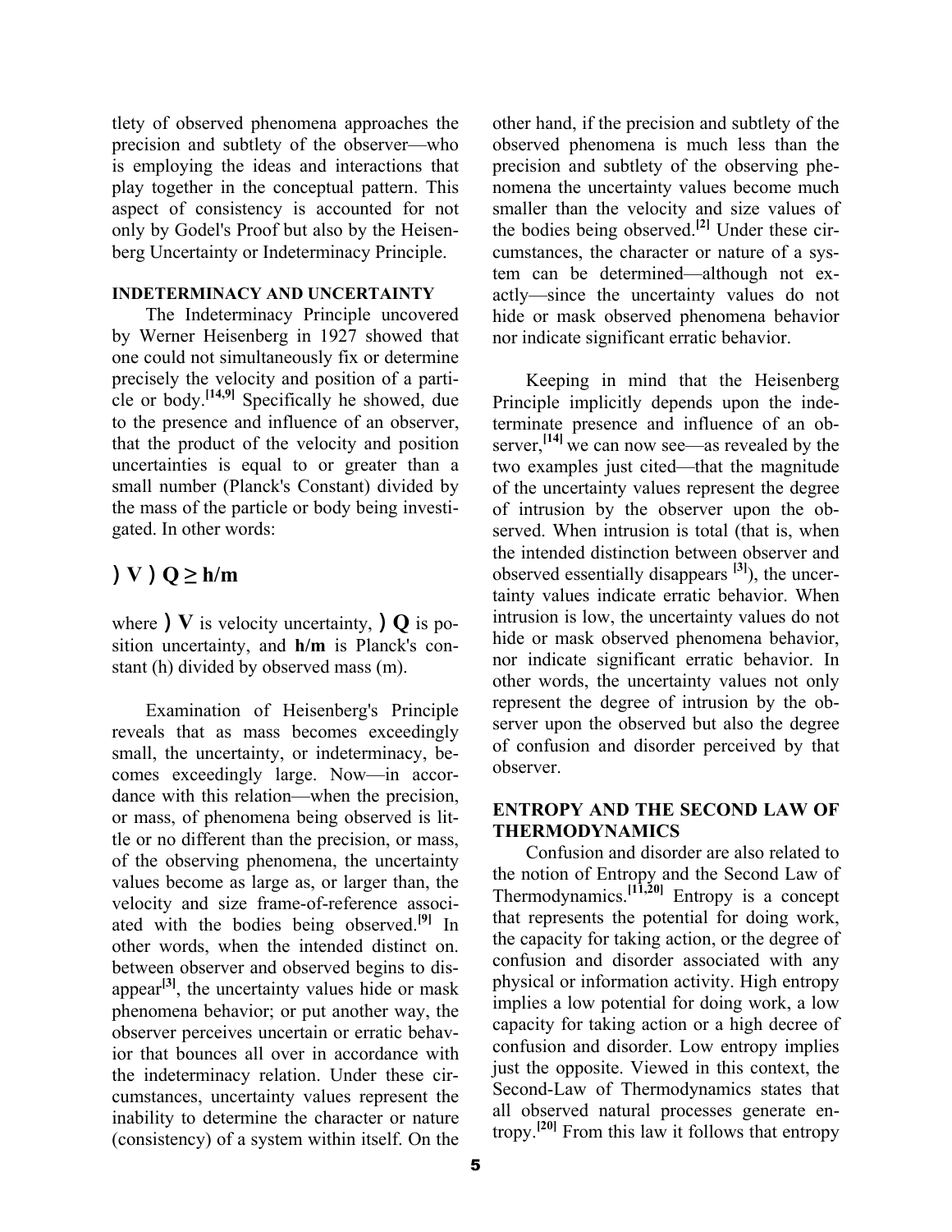tlety of observed phenomena approaches the precision and subtlety of the observer—who is employing the ideas and interactions that play together in the conceptual pattern. This aspect of consistency is accounted for not only by Godel's Proof but also by the Heisenberg Uncertainty or Indeterminacy Principle.

#### INDETERMINACY AND UNCERTAINTY

The Indeterminacy Principle uncovered by Werner Heisenberg in 1927 showed that one could not simultaneously fix or determine precisely the velocity and position of a particle or body.[14,9] Specifically he showed, due to the presence and influence of an observer, that the product of the velocity and position uncertainties is equal to or greater than a small number (Planck's Constant) divided by the mass of the particle or body being investigated. In other words:

$$\Delta V \, \Delta Q \geq h/m$$

where $\Delta V$ is velocity uncertainty, $\Delta Q$ is position uncertainty, and **h/m** is Planck's constant (h) divided by observed mass (m).

Examination of Heisenberg's Principle reveals that as mass becomes exceedingly small, the uncertainty, or indeterminacy, becomes exceedingly large. Now—in accordance with this relation—when the precision, or mass, of phenomena being observed is little or no different than the precision, or mass, of the observing phenomena, the uncertainty values become as large as, or larger than, the velocity and size frame-of-reference associated with the bodies being observed.[9] In other words, when the intended distinct on. between observer and observed begins to disappear[3], the uncertainty values hide or mask phenomena behavior; or put another way, the observer perceives uncertain or erratic behavior that bounces all over in accordance with the indeterminacy relation. Under these circumstances, uncertainty values represent the inability to determine the character or nature (consistency) of a system within itself. On the other hand, if the precision and subtlety of the observed phenomena is much less than the precision and subtlety of the observing phenomena the uncertainty values become much smaller than the velocity and size values of the bodies being observed.[2] Under these circumstances, the character or nature of a system can be determined—although not exactly—since the uncertainty values do not hide or mask observed phenomena behavior nor indicate significant erratic behavior.

Keeping in mind that the Heisenberg Principle implicitly depends upon the indeterminate presence and influence of an observer,[14] we can now see—as revealed by the two examples just cited—that the magnitude of the uncertainty values represent the degree of intrusion by the observer upon the observed. When intrusion is total (that is, when the intended distinction between observer and observed essentially disappears [3]), the uncertainty values indicate erratic behavior. When intrusion is low, the uncertainty values do not hide or mask observed phenomena behavior, nor indicate significant erratic behavior. In other words, the uncertainty values not only represent the degree of intrusion by the observer upon the observed but also the degree of confusion and disorder perceived by that observer.

#### ENTROPY AND THE SECOND LAW OF THERMODYNAMICS

Confusion and disorder are also related to the notion of Entropy and the Second Law of Thermodynamics.[11,20] Entropy is a concept that represents the potential for doing work, the capacity for taking action, or the degree of confusion and disorder associated with any physical or information activity. High entropy implies a low potential for doing work, a low capacity for taking action or a high decree of confusion and disorder. Low entropy implies just the opposite. Viewed in this context, the Second-Law of Thermodynamics states that all observed natural processes generate entropy.[20] From this law it follows that entropy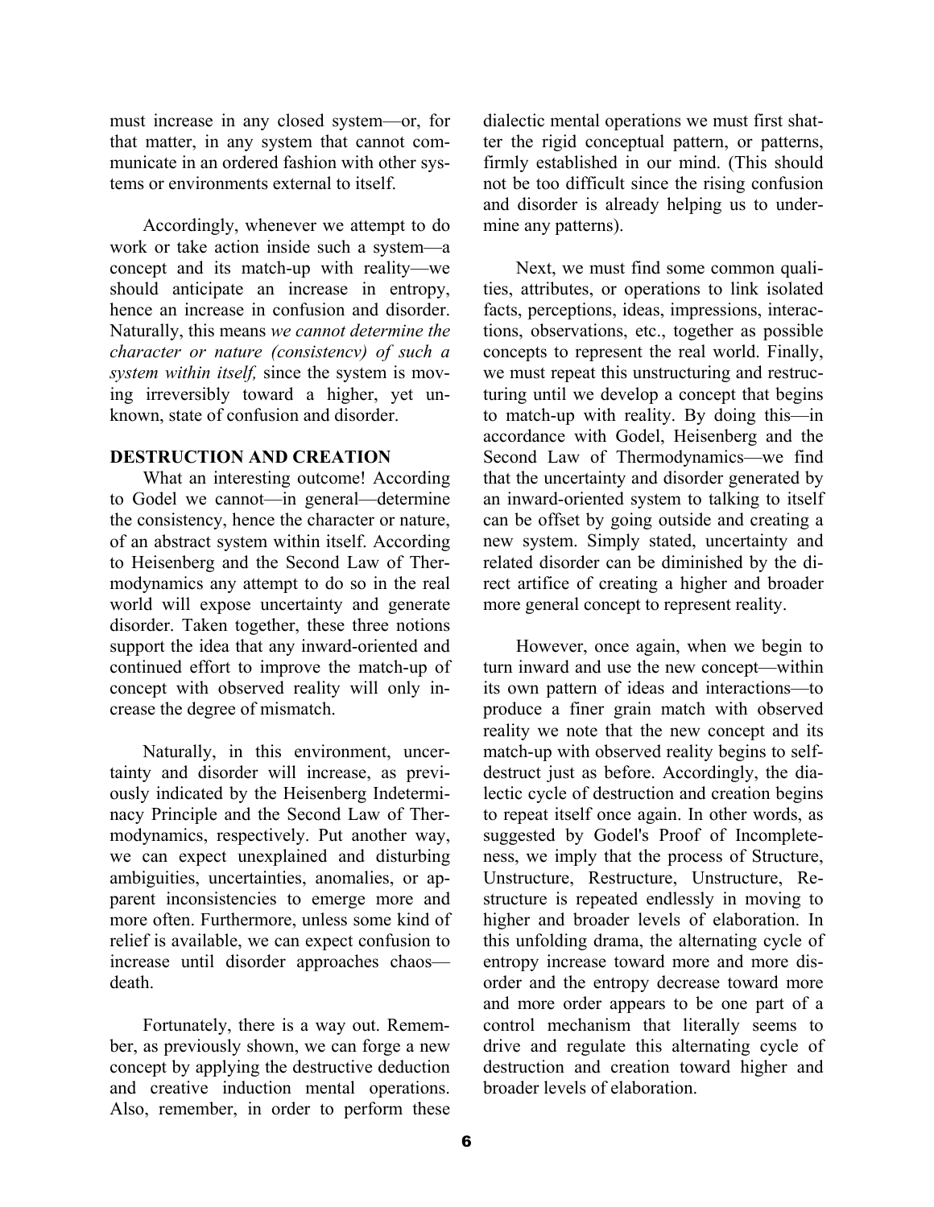must increase in any closed system—or, for that matter, in any system that cannot communicate in an ordered fashion with other systems or environments external to itself.

Accordingly, whenever we attempt to do work or take action inside such a system—a concept and its match-up with reality—we should anticipate an increase in entropy, hence an increase in confusion and disorder. Naturally, this means *we cannot determine the character or nature (consistencv) of such a system within itself,* since the system is moving irreversibly toward a higher, yet unknown, state of confusion and disorder.

## DESTRUCTION AND CREATION

What an interesting outcome! According to Godel we cannot—in general—determine the consistency, hence the character or nature, of an abstract system within itself. According to Heisenberg and the Second Law of Thermodynamics any attempt to do so in the real world will expose uncertainty and generate disorder. Taken together, these three notions support the idea that any inward-oriented and continued effort to improve the match-up of concept with observed reality will only increase the degree of mismatch.

Naturally, in this environment, uncertainty and disorder will increase, as previously indicated by the Heisenberg Indeterminacy Principle and the Second Law of Thermodynamics, respectively. Put another way, we can expect unexplained and disturbing ambiguities, uncertainties, anomalies, or apparent inconsistencies to emerge more and more often. Furthermore, unless some kind of relief is available, we can expect confusion to increase until disorder approaches chaos—death.

Fortunately, there is a way out. Remember, as previously shown, we can forge a new concept by applying the destructive deduction and creative induction mental operations. Also, remember, in order to perform these dialectic mental operations we must first shatter the rigid conceptual pattern, or patterns, firmly established in our mind. (This should not be too difficult since the rising confusion and disorder is already helping us to undermine any patterns).

Next, we must find some common qualities, attributes, or operations to link isolated facts, perceptions, ideas, impressions, interactions, observations, etc., together as possible concepts to represent the real world. Finally, we must repeat this unstructuring and restructuring until we develop a concept that begins to match-up with reality. By doing this—in accordance with Godel, Heisenberg and the Second Law of Thermodynamics—we find that the uncertainty and disorder generated by an inward-oriented system to talking to itself can be offset by going outside and creating a new system. Simply stated, uncertainty and related disorder can be diminished by the direct artifice of creating a higher and broader more general concept to represent reality.

However, once again, when we begin to turn inward and use the new concept—within its own pattern of ideas and interactions—to produce a finer grain match with observed reality we note that the new concept and its match-up with observed reality begins to self-destruct just as before. Accordingly, the dialectic cycle of destruction and creation begins to repeat itself once again. In other words, as suggested by Godel's Proof of Incompleteness, we imply that the process of Structure, Unstructure, Restructure, Unstructure, Restructure is repeated endlessly in moving to higher and broader levels of elaboration. In this unfolding drama, the alternating cycle of entropy increase toward more and more disorder and the entropy decrease toward more and more order appears to be one part of a control mechanism that literally seems to drive and regulate this alternating cycle of destruction and creation toward higher and broader levels of elaboration.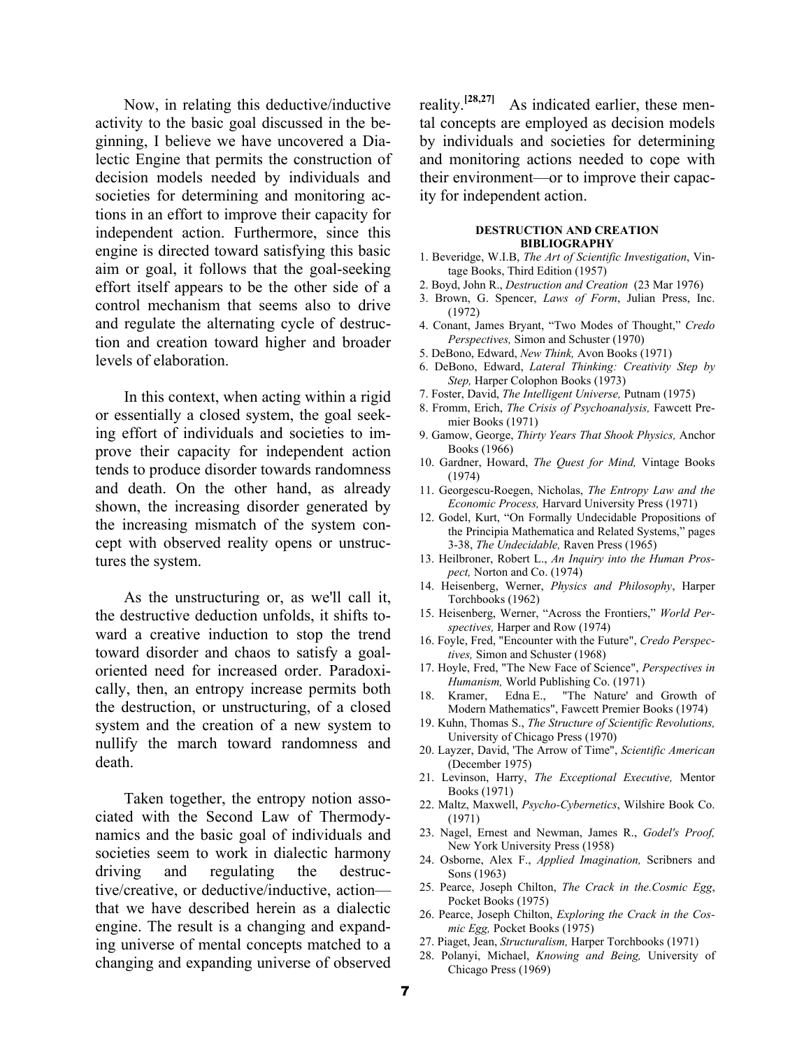Now, in relating this deductive/inductive activity to the basic goal discussed in the beginning, I believe we have uncovered a Dialectic Engine that permits the construction of decision models needed by individuals and societies for determining and monitoring actions in an effort to improve their capacity for independent action. Furthermore, since this engine is directed toward satisfying this basic aim or goal, it follows that the goal-seeking effort itself appears to be the other side of a control mechanism that seems also to drive and regulate the alternating cycle of destruction and creation toward higher and broader levels of elaboration.

In this context, when acting within a rigid or essentially a closed system, the goal seeking effort of individuals and societies to improve their capacity for independent action tends to produce disorder towards randomness and death. On the other hand, as already shown, the increasing disorder generated by the increasing mismatch of the system concept with observed reality opens or unstructures the system.

As the unstructuring or, as we'll call it, the destructive deduction unfolds, it shifts toward a creative induction to stop the trend toward disorder and chaos to satisfy a goal-oriented need for increased order. Paradoxically, then, an entropy increase permits both the destruction, or unstructuring, of a closed system and the creation of a new system to nullify the march toward randomness and death.

Taken together, the entropy notion associated with the Second Law of Thermodynamics and the basic goal of individuals and societies seem to work in dialectic harmony driving and regulating the destructive/creative, or deductive/inductive, action—that we have described herein as a dialectic engine. The result is a changing and expanding universe of mental concepts matched to a changing and expanding universe of observed reality.[28,27] As indicated earlier, these mental concepts are employed as decision models by individuals and societies for determining and monitoring actions needed to cope with their environment—or to improve their capacity for independent action.

#### DESTRUCTION AND CREATION BIBLIOGRAPHY

1. Beveridge, W.I.B, *The Art of Scientific Investigation*, Vintage Books, Third Edition (1957)
2. Boyd, John R., *Destruction and Creation* (23 Mar 1976)
3. Brown, G. Spencer, *Laws of Form*, Julian Press, Inc. (1972)
4. Conant, James Bryant, “Two Modes of Thought,” *Credo Perspectives,* Simon and Schuster (1970)
5. DeBono, Edward, *New Think,* Avon Books (1971)
6. DeBono, Edward, *Lateral Thinking: Creativity Step by Step,* Harper Colophon Books (1973)
7. Foster, David, *The Intelligent Universe,* Putnam (1975)
8. Fromm, Erich, *The Crisis of Psychoanalysis,* Fawcett Premier Books (1971)
9. Gamow, George, *Thirty Years That Shook Physics,* Anchor Books (1966)
10. Gardner, Howard, *The Quest for Mind,* Vintage Books (1974)
11. Georgescu-Roegen, Nicholas, *The Entropy Law and the Economic Process,* Harvard University Press (1971)
12. Godel, Kurt, “On Formally Undecidable Propositions of the Principia Mathematica and Related Systems,” pages 3-38, *The Undecidable,* Raven Press (1965)
13. Heilbroner, Robert L., *An Inquiry into the Human Prospect,* Norton and Co. (1974)
14. Heisenberg, Werner, *Physics and Philosophy*, Harper Torchbooks (1962)
15. Heisenberg, Werner, “Across the Frontiers,” *World Perspectives,* Harper and Row (1974)
16. Foyle, Fred, "Encounter with the Future", *Credo Perspectives,* Simon and Schuster (1968)
17. Hoyle, Fred, "The New Face of Science", *Perspectives in Humanism,* World Publishing Co. (1971)
18. Kramer, Edna E., "The Nature' and Growth of Modern Mathematics", Fawcett Premier Books (1974)
19. Kuhn, Thomas S., *The Structure of Scientific Revolutions,* University of Chicago Press (1970)
20. Layzer, David, 'The Arrow of Time", *Scientific American* (December 1975)
21. Levinson, Harry, *The Exceptional Executive,* Mentor Books (1971)
22. Maltz, Maxwell, *Psycho-Cybernetics*, Wilshire Book Co. (1971)
23. Nagel, Ernest and Newman, James R., *Godel's Proof,* New York University Press (1958)
24. Osborne, Alex F., *Applied Imagination,* Scribners and Sons (1963)
25. Pearce, Joseph Chilton, *The Crack in the.Cosmic Egg*, Pocket Books (1975)
26. Pearce, Joseph Chilton, *Exploring the Crack in the Cosmic Egg,* Pocket Books (1975)
27. Piaget, Jean, *Structuralism,* Harper Torchbooks (1971)
28. Polanyi, Michael, *Knowing and Being,* University of Chicago Press (1969)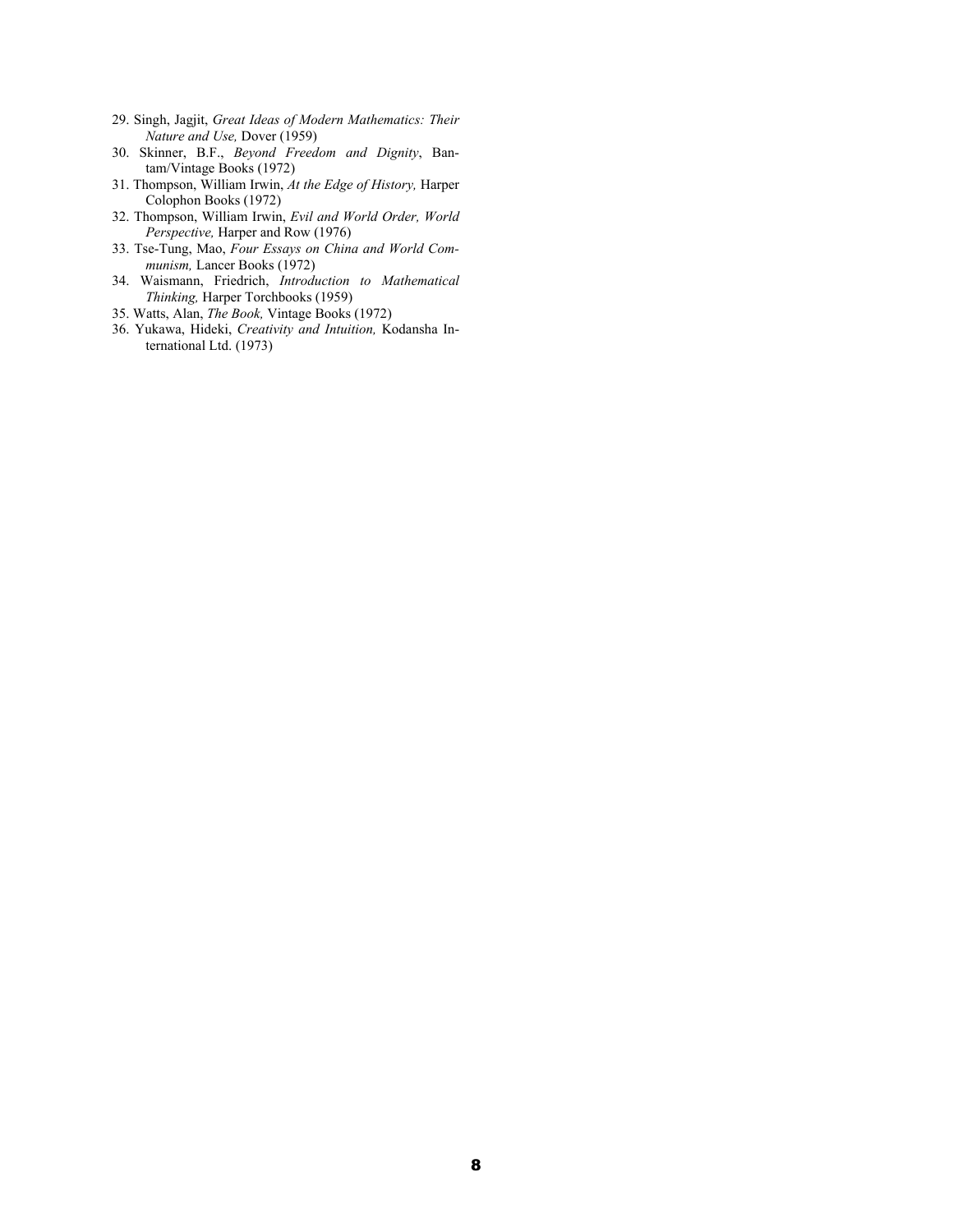29. Singh, Jagjit, *Great Ideas of Modern Mathematics: Their Nature and Use,* Dover (1959)
30. Skinner, B.F., *Beyond Freedom and Dignity*, Bantam/Vintage Books (1972)
31. Thompson, William Irwin, *At the Edge of History,* Harper Colophon Books (1972)
32. Thompson, William Irwin, *Evil and World Order, World Perspective,* Harper and Row (1976)
33. Tse-Tung, Mao, *Four Essays on China and World Communism,* Lancer Books (1972)
34. Waismann, Friedrich, *Introduction to Mathematical Thinking,* Harper Torchbooks (1959)
35. Watts, Alan, *The Book,* Vintage Books (1972)
36. Yukawa, Hideki, *Creativity and Intuition,* Kodansha International Ltd. (1973)